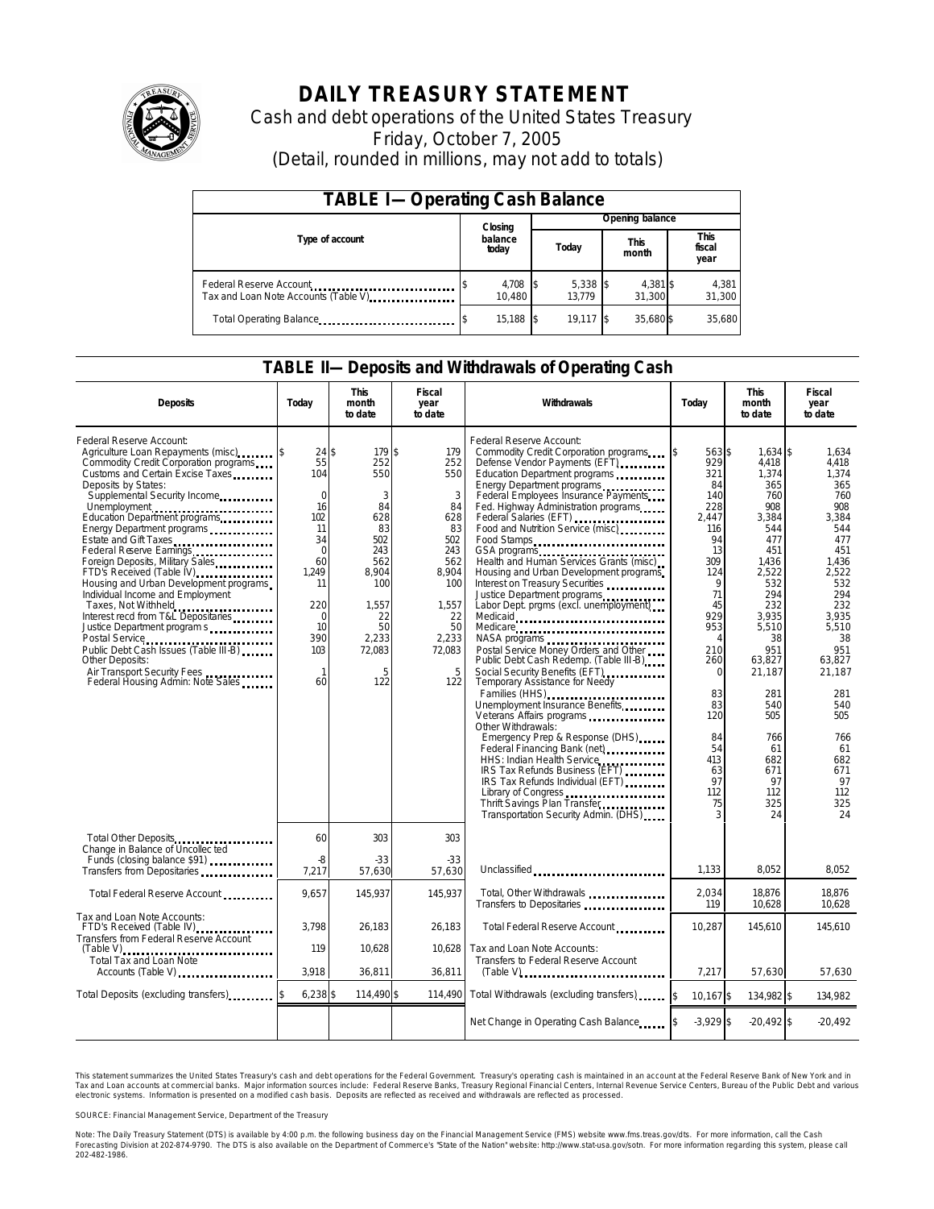# DAILY TREASURY STATEMENT

Cash and debt operations of the United States Treasury

Friday, October 7, 2005

(Detail, rounded in millions, may not add to totals)

## TABLE I—Operating Cash Balance

| Type of account | Closing balance today | Opening balance Today | Opening balance This month | Opening balance This fiscal year |
|---|---|---|---|---|
| Federal Reserve Account | $ 4,708 | $ 5,338 | $ 4,381 | $ 4,381 |
| Tax and Loan Note Accounts (Table V) | 10,480 | 13,779 | 31,300 | 31,300 |
| Total Operating Balance | $ 15,188 | $ 19,117 | $ 35,680 | $ 35,680 |

## TABLE II—Deposits and Withdrawals of Operating Cash

| Deposits | Today | This month to date | Fiscal year to date |
|---|---|---|---|
| Federal Reserve Account: | | | |
| Agriculture Loan Repayments (misc) | $ 24 | $ 179 | $ 179 |
| Commodity Credit Corporation programs | 55 | 252 | 252 |
| Customs and Certain Excise Taxes | 104 | 550 | 550 |
| Deposits by States: | | | |
| Supplemental Security Income | 0 | 3 | 3 |
| Unemployment | 16 | 84 | 84 |
| Education Department programs | 102 | 628 | 628 |
| Energy Department programs | 11 | 83 | 83 |
| Estate and Gift Taxes | 34 | 502 | 502 |
| Federal Reserve Earnings | 0 | 243 | 243 |
| Foreign Deposits, Military Sales | 60 | 562 | 562 |
| FTD's Received (Table IV) | 1,249 | 8,904 | 8,904 |
| Housing and Urban Development programs | 11 | 100 | 100 |
| Individual Income and Employment Taxes, Not Withheld | 220 | 1,557 | 1,557 |
| Interest recd from T&L Depositaries | 0 | 22 | 22 |
| Justice Department programs | 10 | 50 | 50 |
| Postal Service | 390 | 2,233 | 2,233 |
| Public Debt Cash Issues (Table III-B) | 103 | 72,083 | 72,083 |
| Other Deposits: | | | |
| Air Transport Security Fees | 1 | 5 | 5 |
| Federal Housing Admin: Note Sales | 60 | 122 | 122 |
| Total Other Deposits | 60 | 303 | 303 |
| Change in Balance of Uncollected Funds (closing balance $91) | -8 | -33 | -33 |
| Transfers from Depositaries | 7,217 | 57,630 | 57,630 |
| Total Federal Reserve Account | 9,657 | 145,937 | 145,937 |
| Tax and Loan Note Accounts: | | | |
| FTD's Received (Table IV) | 3,798 | 26,183 | 26,183 |
| Transfers from Federal Reserve Account (Table V) | 119 | 10,628 | 10,628 |
| Total Tax and Loan Note Accounts (Table V) | 3,918 | 36,811 | 36,811 |
| Total Deposits (excluding transfers) | $ 6,238 | $ 114,490 | $ 114,490 |

| Withdrawals | Today | This month to date | Fiscal year to date |
|---|---|---|---|
| Federal Reserve Account: | | | |
| Commodity Credit Corporation programs | $ 563 | $ 1,634 | $ 1,634 |
| Defense Vendor Payments (EFT) | 929 | 4,418 | 4,418 |
| Education Department programs | 321 | 1,374 | 1,374 |
| Energy Department programs | 84 | 365 | 365 |
| Federal Employees Insurance Payments | 140 | 760 | 760 |
| Fed. Highway Administration programs | 228 | 908 | 908 |
| Federal Salaries (EFT) | 2,447 | 3,384 | 3,384 |
| Food and Nutrition Service (misc) | 116 | 544 | 544 |
| Food Stamps | 94 | 477 | 477 |
| GSA programs | 13 | 451 | 451 |
| Health and Human Services Grants (misc) | 309 | 1,436 | 1,436 |
| Housing and Urban Development programs | 124 | 2,522 | 2,522 |
| Interest on Treasury Securities | 9 | 532 | 532 |
| Justice Department programs | 71 | 294 | 294 |
| Labor Dept. prgms (excl. unemployment) | 45 | 232 | 232 |
| Medicaid | 929 | 3,935 | 3,935 |
| Medicare | 953 | 5,510 | 5,510 |
| NASA programs | 4 | 38 | 38 |
| Postal Service Money Orders and Other | 210 | 951 | 951 |
| Public Debt Cash Redemp. (Table III-B) | 260 | 63,827 | 63,827 |
| Social Security Benefits (EFT) | 0 | 21,187 | 21,187 |
| Temporary Assistance for Needy Families (HHS) | 83 | 281 | 281 |
| Unemployment Insurance Benefits | 83 | 540 | 540 |
| Veterans Affairs programs | 120 | 505 | 505 |
| Other Withdrawals: | | | |
| Emergency Prep & Response (DHS) | 84 | 766 | 766 |
| Federal Financing Bank (net) | 54 | 61 | 61 |
| HHS: Indian Health Service | 413 | 682 | 682 |
| IRS Tax Refunds Business (EFT) | 63 | 671 | 671 |
| IRS Tax Refunds Individual (EFT) | 97 | 97 | 97 |
| Library of Congress | 112 | 112 | 112 |
| Thrift Savings Plan Transfer | 75 | 325 | 325 |
| Transportation Security Admin. (DHS) | 3 | 24 | 24 |
| Unclassified | 1,133 | 8,052 | 8,052 |
| Total, Other Withdrawals | 2,034 | 18,876 | 18,876 |
| Transfers to Depositaries | 119 | 10,628 | 10,628 |
| Total Federal Reserve Account | 10,287 | 145,610 | 145,610 |
| Tax and Loan Note Accounts: | | | |
| Transfers to Federal Reserve Account (Table V) | 7,217 | 57,630 | 57,630 |
| Total Withdrawals (excluding transfers) | $ 10,167 | $ 134,982 | $ 134,982 |
| Net Change in Operating Cash Balance | $ -3,929 | $ -20,492 | $ -20,492 |

This statement summarizes the United States Treasury's cash and debt operations for the Federal Government. Treasury's operating cash is maintained in an account at the Federal Reserve Bank of New York and in Tax and Loan accounts at commercial banks. Major information sources include: Federal Reserve Banks, Treasury Regional Financial Centers, Internal Revenue Service Centers, Bureau of the Public Debt and various electronic systems. Information is presented on a modified cash basis. Deposits are reflected as received and withdrawals are reflected as processed.

SOURCE: Financial Management Service, Department of the Treasury

Note: The Daily Treasury Statement (DTS) is available by 4:00 p.m. the following business day on the Financial Management Service (FMS) website www.fms.treas.gov/dts. For more information, call the Cash Forecasting Division at 202-874-9790. The DTS is also available on the Department of Commerce's "State of the Nation" website: http://www.stat-usa.gov/sotn. For more information regarding this system, please call 202-482-1986.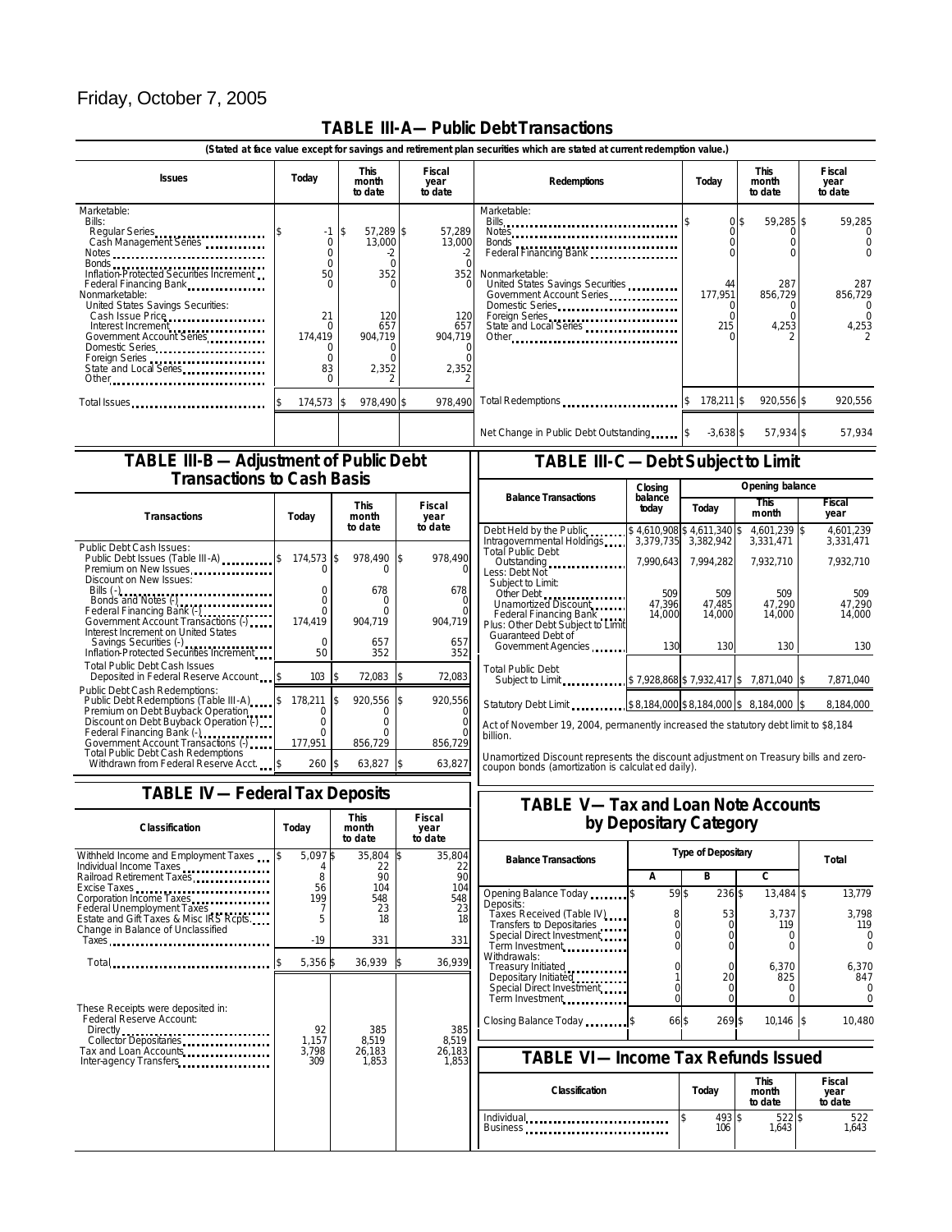Friday, October 7, 2005

## TABLE III-A— Public Debt Transactions

(Stated at face value except for savings and retirement plan securities which are stated at current redemption value.)

| Issues | Today | This month to date | Fiscal year to date | Redemptions | Today | This month to date | Fiscal year to date |
|---|---|---|---|---|---|---|---|
| Marketable: | | | | Marketable: | | | |
| Bills: | | | | Bills | $ 0 | $ 59,285 | $ 59,285 |
| Regular Series | $ -1 | $ 57,289 | $ 57,289 | Notes | 0 | 0 | 0 |
| Cash Management Series | 0 | 13,000 | 13,000 | Bonds | 0 | 0 | 0 |
| Notes | 0 | -2 | -2 | Federal Financing Bank | 0 | 0 | 0 |
| Bonds | 0 | 0 | 0 | | | | |
| Inflation-Protected Securities Increment | 50 | 352 | 352 | Nonmarketable: | | | |
| Federal Financing Bank | 0 | 0 | 0 | United States Savings Securities | 44 | 287 | 287 |
| Nonmarketable: | | | | Government Account Series | 177,951 | 856,729 | 856,729 |
| United States Savings Securities: | | | | Domestic Series | 0 | 0 | 0 |
| Cash Issue Price | 21 | 120 | 120 | Foreign Series | 0 | 0 | 0 |
| Interest Increment | 0 | 657 | 657 | State and Local Series | 215 | 4,253 | 4,253 |
| Government Account Series | 174,419 | 904,719 | 904,719 | Other | 0 | 2 | 2 |
| Domestic Series | 0 | 0 | 0 | | | | |
| Foreign Series | 0 | 0 | 0 | | | | |
| State and Local Series | 83 | 2,352 | 2,352 | | | | |
| Other | 0 | 2 | 2 | | | | |
| Total Issues | $ 174,573 | $ 978,490 | $ 978,490 | Total Redemptions | $ 178,211 | $ 920,556 | $ 920,556 |
| | | | | Net Change in Public Debt Outstanding | $ -3,638 | $ 57,934 | $ 57,934 |

## TABLE III-B — Adjustment of Public Debt Transactions to Cash Basis

| Transactions | Today | This month to date | Fiscal year to date |
|---|---|---|---|
| Public Debt Cash Issues: | | | |
| Public Debt Issues (Table III-A) | $ 174,573 | $ 978,490 | $ 978,490 |
| Premium on New Issues | 0 | 0 | 0 |
| Discount on New Issues: | | | |
| Bills (-) | 0 | 678 | 678 |
| Bonds and Notes (-) | 0 | 0 | 0 |
| Federal Financing Bank (-) | 0 | 0 | 0 |
| Government Account Transactions (-) | 174,419 | 904,719 | 904,719 |
| Interest Increment on United States Savings Securities (-) | 0 | 657 | 657 |
| Inflation-Protected Securities Increment | 50 | 352 | 352 |
| Total Public Debt Cash Issues Deposited in Federal Reserve Account | $ 103 | $ 72,083 | $ 72,083 |
| Public Debt Cash Redemptions: | | | |
| Public Debt Redemptions (Table III-A) | $ 178,211 | $ 920,556 | $ 920,556 |
| Premium on Debt Buyback Operation | 0 | 0 | 0 |
| Discount on Debt Buyback Operation (-) | 0 | 0 | 0 |
| Federal Financing Bank (-) | 0 | 0 | 0 |
| Government Account Transactions (-) | 177,951 | 856,729 | 856,729 |
| Total Public Debt Cash Redemptions Withdrawn from Federal Reserve Acct. | $ 260 | $ 63,827 | $ 63,827 |

## TABLE III-C — Debt Subject to Limit

| Balance Transactions | Closing balance today | Opening balance Today | Opening balance This month | Opening balance Fiscal year |
|---|---|---|---|---|
| Debt Held by the Public | $ 4,610,908 | $ 4,611,340 | $ 4,601,239 | $ 4,601,239 |
| Intragovernmental Holdings | 3,379,735 | 3,382,942 | 3,331,471 | 3,331,471 |
| Total Public Debt Outstanding | 7,990,643 | 7,994,282 | 7,932,710 | 7,932,710 |
| Less: Debt Not Subject to Limit: | | | | |
| Other Debt | 509 | 509 | 509 | 509 |
| Unamortized Discount | 47,396 | 47,485 | 47,290 | 47,290 |
| Federal Financing Bank | 14,000 | 14,000 | 14,000 | 14,000 |
| Plus: Other Debt Subject to Limit Guaranteed Debt of Government Agencies | 130 | 130 | 130 | 130 |
| Total Public Debt Subject to Limit | $ 7,928,868 | $ 7,932,417 | $ 7,871,040 | $ 7,871,040 |
| Statutory Debt Limit | $ 8,184,000 | $ 8,184,000 | $ 8,184,000 | $ 8,184,000 |

Act of November 19, 2004, permanently increased the statutory debt limit to $8,184 billion.

Unamortized Discount represents the discount adjustment on Treasury bills and zero-coupon bonds (amortization is calculated daily).

## TABLE IV — Federal Tax Deposits

| Classification | Today | This month to date | Fiscal year to date |
|---|---|---|---|
| Withheld Income and Employment Taxes | $ 5,097 | $ 35,804 | $ 35,804 |
| Individual Income Taxes | 4 | 22 | 22 |
| Railroad Retirement Taxes | 8 | 90 | 90 |
| Excise Taxes | 56 | 104 | 104 |
| Corporation Income Taxes | 199 | 548 | 548 |
| Federal Unemployment Taxes | 7 | 23 | 23 |
| Estate and Gift Taxes & Misc IRS Rcpts. | 5 | 18 | 18 |
| Change in Balance of Unclassified Taxes | -19 | 331 | 331 |
| Total | $ 5,356 | $ 36,939 | $ 36,939 |
| These Receipts were deposited in: | | | |
| Federal Reserve Account: | | | |
| Directly | 92 | 385 | 385 |
| Collector Depositaries | 1,157 | 8,519 | 8,519 |
| Tax and Loan Accounts | 3,798 | 26,183 | 26,183 |
| Inter-agency Transfers | 309 | 1,853 | 1,853 |

## TABLE V— Tax and Loan Note Accounts by Depositary Category

| Balance Transactions | Type of Depositary A | B | C | Total |
|---|---|---|---|---|
| Opening Balance Today | $ 59 | $ 236 | $ 13,484 | $ 13,779 |
| Deposits: | | | | |
| Taxes Received (Table IV) | 8 | 53 | 3,737 | 3,798 |
| Transfers to Depositaries | 0 | 0 | 119 | 119 |
| Special Direct Investment | 0 | 0 | 0 | 0 |
| Term Investment | 0 | 0 | 0 | 0 |
| Withdrawals: | | | | |
| Treasury Initiated | 0 | 0 | 6,370 | 6,370 |
| Depositary Initiated | 1 | 20 | 825 | 847 |
| Special Direct Investment | 0 | 0 | 0 | 0 |
| Term Investment | 0 | 0 | 0 | 0 |
| Closing Balance Today | $ 66 | $ 269 | $ 10,146 | $ 10,480 |

## TABLE VI— Income Tax Refunds Issued

| Classification | Today | This month to date | Fiscal year to date |
|---|---|---|---|
| Individual | $ 493 | $ 522 | $ 522 |
| Business | 106 | 1,643 | 1,643 |